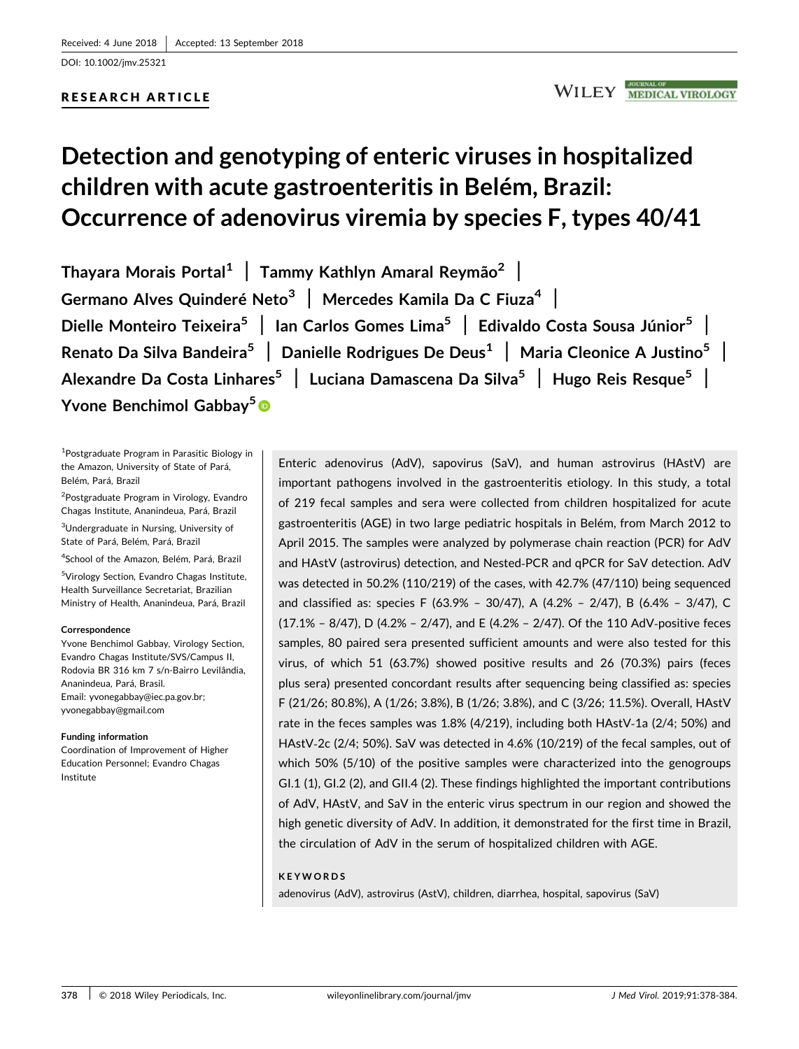Received: 4 June 2018 | Accepted: 13 September 2018

DOI: 10.1002/jmv.25321

RESEARCH ARTICLE

# Detection and genotyping of enteric viruses in hospitalized children with acute gastroenteritis in Belém, Brazil: Occurrence of adenovirus viremia by species F, types 40/41

**Thayara Morais Portal[1] | Tammy Kathlyn Amaral Reymão[2] | Germano Alves Quinderé Neto[3] | Mercedes Kamila Da C Fiuza[4] | Dielle Monteiro Teixeira[5] | Ian Carlos Gomes Lima[5] | Edivaldo Costa Sousa Júnior[5] | Renato Da Silva Bandeira[5] | Danielle Rodrigues De Deus[1] | Maria Cleonice A Justino[5] | Alexandre Da Costa Linhares[5] | Luciana Damascena Da Silva[5] | Hugo Reis Resque[5] | Yvone Benchimol Gabbay[5]**

[1]Postgraduate Program in Parasitic Biology in the Amazon, University of State of Pará, Belém, Pará, Brazil

[2]Postgraduate Program in Virology, Evandro Chagas Institute, Ananindeua, Pará, Brazil

[3]Undergraduate in Nursing, University of State of Pará, Belém, Pará, Brazil

[4]School of the Amazon, Belém, Pará, Brazil

[5]Virology Section, Evandro Chagas Institute, Health Surveillance Secretariat, Brazilian Ministry of Health, Ananindeua, Pará, Brazil

**Correspondence**

Yvone Benchimol Gabbay, Virology Section, Evandro Chagas Institute/SVS/Campus II, Rodovia BR 316 km 7 s/n-Bairro Levilândia, Ananindeua, Pará, Brasil.
Email: yvonegabbay@iec.pa.gov.br; yvonegabbay@gmail.com

**Funding information**

Coordination of Improvement of Higher Education Personnel; Evandro Chagas Institute

Enteric adenovirus (AdV), sapovirus (SaV), and human astrovirus (HAstV) are important pathogens involved in the gastroenteritis etiology. In this study, a total of 219 fecal samples and sera were collected from children hospitalized for acute gastroenteritis (AGE) in two large pediatric hospitals in Belém, from March 2012 to April 2015. The samples were analyzed by polymerase chain reaction (PCR) for AdV and HAstV (astrovirus) detection, and Nested-PCR and qPCR for SaV detection. AdV was detected in 50.2% (110/219) of the cases, with 42.7% (47/110) being sequenced and classified as: species F (63.9% – 30/47), A (4.2% – 2/47), B (6.4% – 3/47), C (17.1% – 8/47), D (4.2% – 2/47), and E (4.2% – 2/47). Of the 110 AdV-positive feces samples, 80 paired sera presented sufficient amounts and were also tested for this virus, of which 51 (63.7%) showed positive results and 26 (70.3%) pairs (feces plus sera) presented concordant results after sequencing being classified as: species F (21/26; 80.8%), A (1/26; 3.8%), B (1/26; 3.8%), and C (3/26; 11.5%). Overall, HAstV rate in the feces samples was 1.8% (4/219), including both HAstV-1a (2/4; 50%) and HAstV-2c (2/4; 50%). SaV was detected in 4.6% (10/219) of the fecal samples, out of which 50% (5/10) of the positive samples were characterized into the genogroups GI.1 (1), GI.2 (2), and GII.4 (2). These findings highlighted the important contributions of AdV, HAstV, and SaV in the enteric virus spectrum in our region and showed the high genetic diversity of AdV. In addition, it demonstrated for the first time in Brazil, the circulation of AdV in the serum of hospitalized children with AGE.

**KEYWORDS**

adenovirus (AdV), astrovirus (AstV), children, diarrhea, hospital, sapovirus (SaV)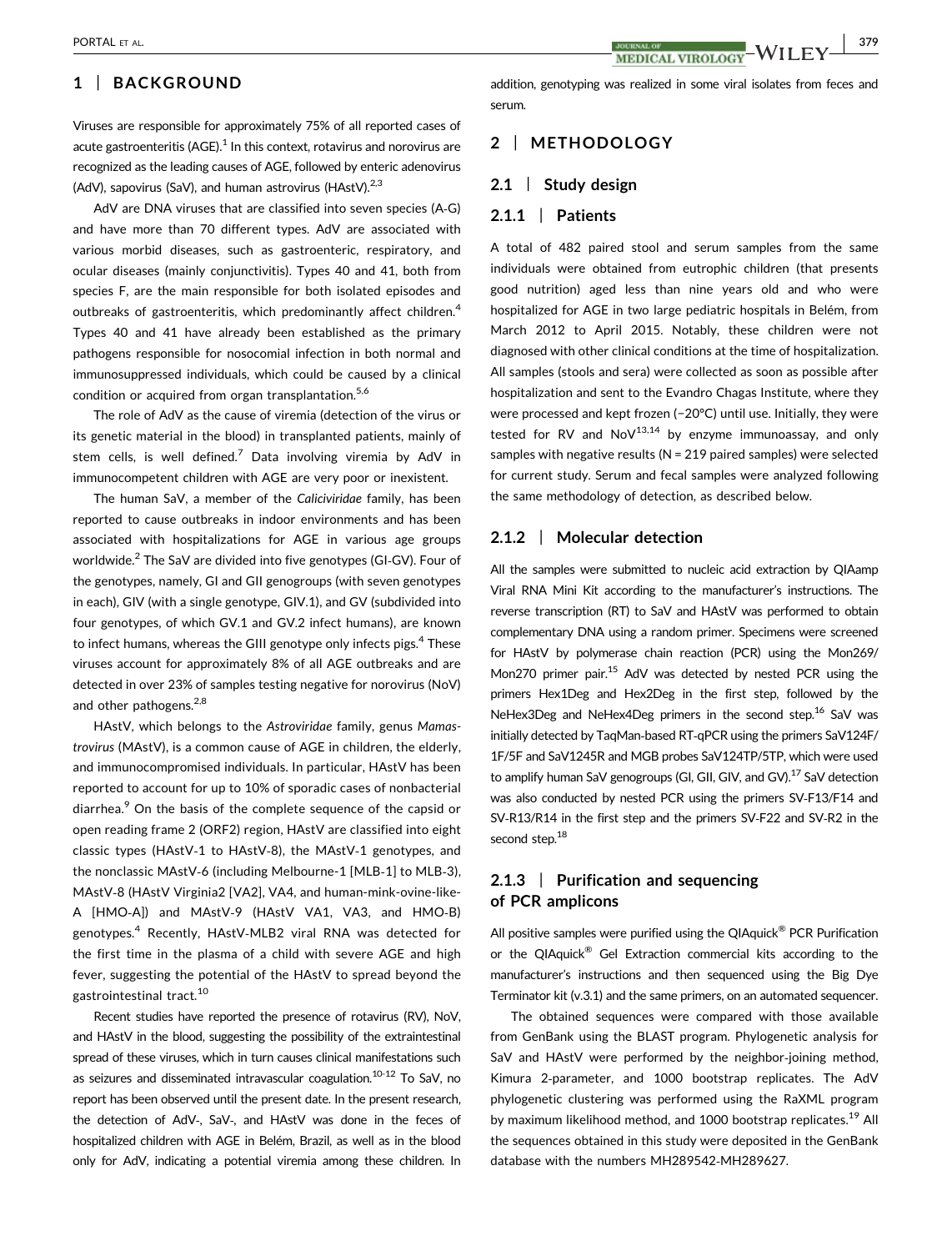## 1 | BACKGROUND

Viruses are responsible for approximately 75% of all reported cases of acute gastroenteritis (AGE).[1] In this context, rotavirus and norovirus are recognized as the leading causes of AGE, followed by enteric adenovirus (AdV), sapovirus (SaV), and human astrovirus (HAstV).[2,3]

AdV are DNA viruses that are classified into seven species (A-G) and have more than 70 different types. AdV are associated with various morbid diseases, such as gastroenteric, respiratory, and ocular diseases (mainly conjunctivitis). Types 40 and 41, both from species F, are the main responsible for both isolated episodes and outbreaks of gastroenteritis, which predominantly affect children.[4] Types 40 and 41 have already been established as the primary pathogens responsible for nosocomial infection in both normal and immunosuppressed individuals, which could be caused by a clinical condition or acquired from organ transplantation.[5,6]

The role of AdV as the cause of viremia (detection of the virus or its genetic material in the blood) in transplanted patients, mainly of stem cells, is well defined.[7] Data involving viremia by AdV in immunocompetent children with AGE are very poor or inexistent.

The human SaV, a member of the *Caliciviridae* family, has been reported to cause outbreaks in indoor environments and has been associated with hospitalizations for AGE in various age groups worldwide.[2] The SaV are divided into five genotypes (GI-GV). Four of the genotypes, namely, GI and GII genogroups (with seven genotypes in each), GIV (with a single genotype, GIV.1), and GV (subdivided into four genotypes, of which GV.1 and GV.2 infect humans), are known to infect humans, whereas the GIII genotype only infects pigs.[4] These viruses account for approximately 8% of all AGE outbreaks and are detected in over 23% of samples testing negative for norovirus (NoV) and other pathogens.[2,8]

HAstV, which belongs to the *Astroviridae* family, genus *Mamastrovirus* (MAstV), is a common cause of AGE in children, the elderly, and immunocompromised individuals. In particular, HAstV has been reported to account for up to 10% of sporadic cases of nonbacterial diarrhea.[9] On the basis of the complete sequence of the capsid or open reading frame 2 (ORF2) region, HAstV are classified into eight classic types (HAstV-1 to HAstV-8), the MAstV-1 genotypes, and the nonclassic MAstV-6 (including Melbourne-1 [MLB-1] to MLB-3), MAstV-8 (HAstV Virginia2 [VA2], VA4, and human-mink-ovine-like-A [HMO-A]) and MAstV-9 (HAstV VA1, VA3, and HMO-B) genotypes.[4] Recently, HAstV-MLB2 viral RNA was detected for the first time in the plasma of a child with severe AGE and high fever, suggesting the potential of the HAstV to spread beyond the gastrointestinal tract.[10]

Recent studies have reported the presence of rotavirus (RV), NoV, and HAstV in the blood, suggesting the possibility of the extraintestinal spread of these viruses, which in turn causes clinical manifestations such as seizures and disseminated intravascular coagulation.[10-12] To SaV, no report has been observed until the present date. In the present research, the detection of AdV-, SaV-, and HAstV was done in the feces of hospitalized children with AGE in Belém, Brazil, as well as in the blood only for AdV, indicating a potential viremia among these children. In addition, genotyping was realized in some viral isolates from feces and serum.

## 2 | METHODOLOGY

### 2.1 | Study design

#### 2.1.1 | Patients

A total of 482 paired stool and serum samples from the same individuals were obtained from eutrophic children (that presents good nutrition) aged less than nine years old and who were hospitalized for AGE in two large pediatric hospitals in Belém, from March 2012 to April 2015. Notably, these children were not diagnosed with other clinical conditions at the time of hospitalization. All samples (stools and sera) were collected as soon as possible after hospitalization and sent to the Evandro Chagas Institute, where they were processed and kept frozen (−20°C) until use. Initially, they were tested for RV and NoV[13,14] by enzyme immunoassay, and only samples with negative results (N = 219 paired samples) were selected for current study. Serum and fecal samples were analyzed following the same methodology of detection, as described below.

#### 2.1.2 | Molecular detection

All the samples were submitted to nucleic acid extraction by QIAamp Viral RNA Mini Kit according to the manufacturer's instructions. The reverse transcription (RT) to SaV and HAstV was performed to obtain complementary DNA using a random primer. Specimens were screened for HAstV by polymerase chain reaction (PCR) using the Mon269/Mon270 primer pair.[15] AdV was detected by nested PCR using the primers Hex1Deg and Hex2Deg in the first step, followed by the NeHex3Deg and NeHex4Deg primers in the second step.[16] SaV was initially detected by TaqMan-based RT-qPCR using the primers SaV124F/1F/5F and SaV1245R and MGB probes SaV124TP/5TP, which were used to amplify human SaV genogroups (GI, GII, GIV, and GV).[17] SaV detection was also conducted by nested PCR using the primers SV-F13/F14 and SV-R13/R14 in the first step and the primers SV-F22 and SV-R2 in the second step.[18]

#### 2.1.3 | Purification and sequencing of PCR amplicons

All positive samples were purified using the QIAquick® PCR Purification or the QIAquick® Gel Extraction commercial kits according to the manufacturer's instructions and then sequenced using the Big Dye Terminator kit (v.3.1) and the same primers, on an automated sequencer.

The obtained sequences were compared with those available from GenBank using the BLAST program. Phylogenetic analysis for SaV and HAstV were performed by the neighbor-joining method, Kimura 2-parameter, and 1000 bootstrap replicates. The AdV phylogenetic clustering was performed using the RaXML program by maximum likelihood method, and 1000 bootstrap replicates.[19] All the sequences obtained in this study were deposited in the GenBank database with the numbers MH289542-MH289627.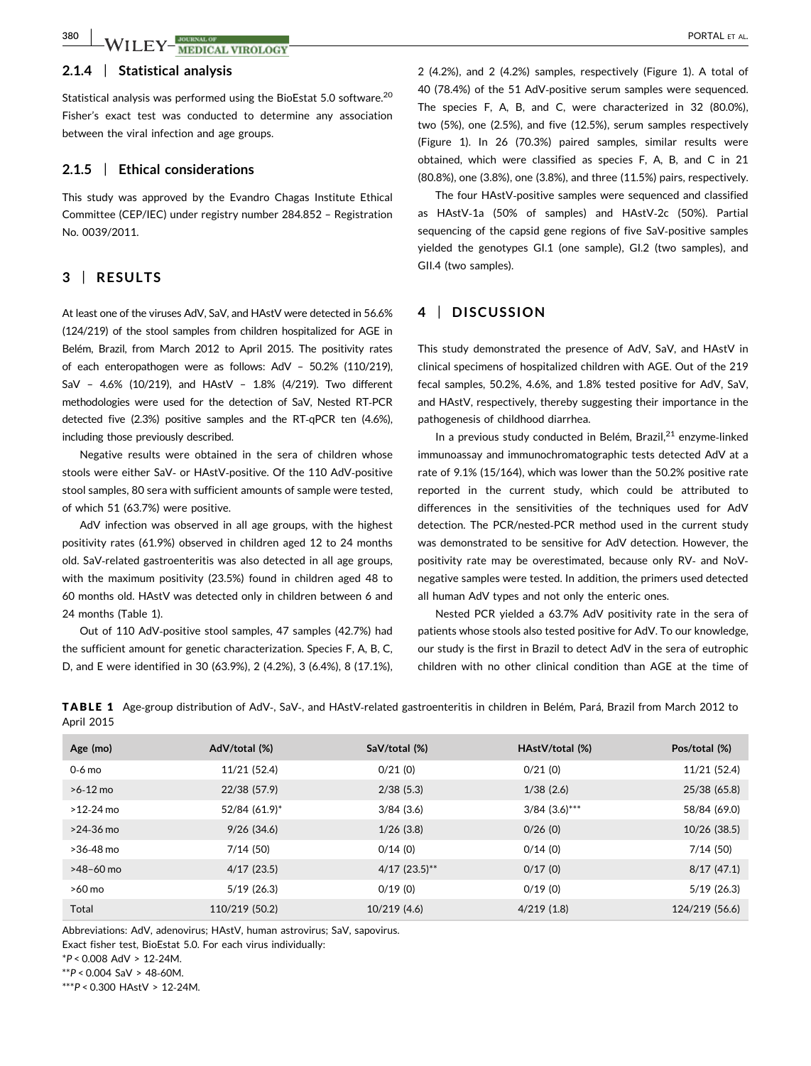### 2.1.4 | Statistical analysis

Statistical analysis was performed using the BioEstat 5.0 software.[20] Fisher's exact test was conducted to determine any association between the viral infection and age groups.

### 2.1.5 | Ethical considerations

This study was approved by the Evandro Chagas Institute Ethical Committee (CEP/IEC) under registry number 284.852 – Registration No. 0039/2011.

## 3 | RESULTS

At least one of the viruses AdV, SaV, and HAstV were detected in 56.6% (124/219) of the stool samples from children hospitalized for AGE in Belém, Brazil, from March 2012 to April 2015. The positivity rates of each enteropathogen were as follows: AdV – 50.2% (110/219), SaV – 4.6% (10/219), and HAstV – 1.8% (4/219). Two different methodologies were used for the detection of SaV, Nested RT-PCR detected five (2.3%) positive samples and the RT-qPCR ten (4.6%), including those previously described.

Negative results were obtained in the sera of children whose stools were either SaV- or HAstV-positive. Of the 110 AdV-positive stool samples, 80 sera with sufficient amounts of sample were tested, of which 51 (63.7%) were positive.

AdV infection was observed in all age groups, with the highest positivity rates (61.9%) observed in children aged 12 to 24 months old. SaV-related gastroenteritis was also detected in all age groups, with the maximum positivity (23.5%) found in children aged 48 to 60 months old. HAstV was detected only in children between 6 and 24 months (Table 1).

Out of 110 AdV-positive stool samples, 47 samples (42.7%) had the sufficient amount for genetic characterization. Species F, A, B, C, D, and E were identified in 30 (63.9%), 2 (4.2%), 3 (6.4%), 8 (17.1%), 2 (4.2%), and 2 (4.2%) samples, respectively (Figure 1). A total of 40 (78.4%) of the 51 AdV-positive serum samples were sequenced. The species F, A, B, and C, were characterized in 32 (80.0%), two (5%), one (2.5%), and five (12.5%), serum samples respectively (Figure 1). In 26 (70.3%) paired samples, similar results were obtained, which were classified as species F, A, B, and C in 21 (80.8%), one (3.8%), one (3.8%), and three (11.5%) pairs, respectively.

The four HAstV-positive samples were sequenced and classified as HAstV-1a (50% of samples) and HAstV-2c (50%). Partial sequencing of the capsid gene regions of five SaV-positive samples yielded the genotypes GI.1 (one sample), GI.2 (two samples), and GII.4 (two samples).

## 4 | DISCUSSION

This study demonstrated the presence of AdV, SaV, and HAstV in clinical specimens of hospitalized children with AGE. Out of the 219 fecal samples, 50.2%, 4.6%, and 1.8% tested positive for AdV, SaV, and HAstV, respectively, thereby suggesting their importance in the pathogenesis of childhood diarrhea.

In a previous study conducted in Belém, Brazil,[21] enzyme-linked immunoassay and immunochromatographic tests detected AdV at a rate of 9.1% (15/164), which was lower than the 50.2% positive rate reported in the current study, which could be attributed to differences in the sensitivities of the techniques used for AdV detection. The PCR/nested-PCR method used in the current study was demonstrated to be sensitive for AdV detection. However, the positivity rate may be overestimated, because only RV- and NoV-negative samples were tested. In addition, the primers used detected all human AdV types and not only the enteric ones.

Nested PCR yielded a 63.7% AdV positivity rate in the sera of patients whose stools also tested positive for AdV. To our knowledge, our study is the first in Brazil to detect AdV in the sera of eutrophic children with no other clinical condition than AGE at the time of

**TABLE 1** Age-group distribution of AdV-, SaV-, and HAstV-related gastroenteritis in children in Belém, Pará, Brazil from March 2012 to April 2015

| Age (mo) | AdV/total (%) | SaV/total (%) | HAstV/total (%) | Pos/total (%) |
|---|---|---|---|---|
| 0-6 mo | 11/21 (52.4) | 0/21 (0) | 0/21 (0) | 11/21 (52.4) |
| >6-12 mo | 22/38 (57.9) | 2/38 (5.3) | 1/38 (2.6) | 25/38 (65.8) |
| >12-24 mo | 52/84 (61.9)* | 3/84 (3.6) | 3/84 (3.6)*** | 58/84 (69.0) |
| >24-36 mo | 9/26 (34.6) | 1/26 (3.8) | 0/26 (0) | 10/26 (38.5) |
| >36-48 mo | 7/14 (50) | 0/14 (0) | 0/14 (0) | 7/14 (50) |
| >48–60 mo | 4/17 (23.5) | 4/17 (23.5)** | 0/17 (0) | 8/17 (47.1) |
| >60 mo | 5/19 (26.3) | 0/19 (0) | 0/19 (0) | 5/19 (26.3) |
| Total | 110/219 (50.2) | 10/219 (4.6) | 4/219 (1.8) | 124/219 (56.6) |

Abbreviations: AdV, adenovirus; HAstV, human astrovirus; SaV, sapovirus.
Exact fisher test, BioEstat 5.0. For each virus individually:
*$P < 0.008$ AdV > 12-24M.
**$P < 0.004$ SaV > 48-60M.
***$P < 0.300$ HAstV > 12-24M.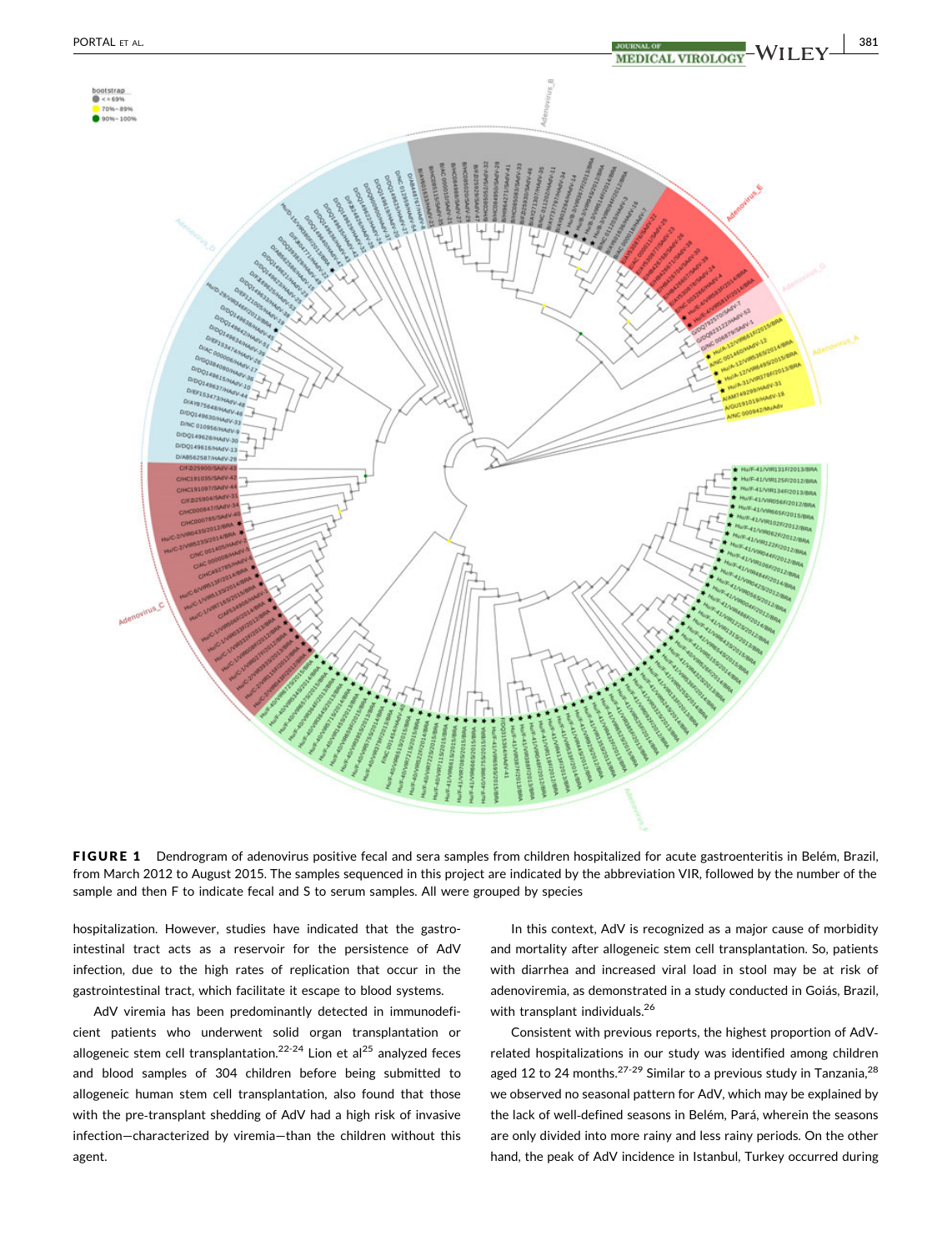FIGURE 1 Dendrogram of adenovirus positive fecal and sera samples from children hospitalized for acute gastroenteritis in Belém, Brazil, from March 2012 to August 2015. The samples sequenced in this project are indicated by the abbreviation VIR, followed by the number of the sample and then F to indicate fecal and S to serum samples. All were grouped by species

hospitalization. However, studies have indicated that the gastrointestinal tract acts as a reservoir for the persistence of AdV infection, due to the high rates of replication that occur in the gastrointestinal tract, which facilitate it escape to blood systems.

AdV viremia has been predominantly detected in immunodeficient patients who underwent solid organ transplantation or allogeneic stem cell transplantation.[22-24] Lion et al[25] analyzed feces and blood samples of 304 children before being submitted to allogeneic human stem cell transplantation, also found that those with the pre-transplant shedding of AdV had a high risk of invasive infection—characterized by viremia—than the children without this agent.

In this context, AdV is recognized as a major cause of morbidity and mortality after allogeneic stem cell transplantation. So, patients with diarrhea and increased viral load in stool may be at risk of adenoviremia, as demonstrated in a study conducted in Goiás, Brazil, with transplant individuals.[26]

Consistent with previous reports, the highest proportion of AdV-related hospitalizations in our study was identified among children aged 12 to 24 months.[27-29] Similar to a previous study in Tanzania,[28] we observed no seasonal pattern for AdV, which may be explained by the lack of well-defined seasons in Belém, Pará, wherein the seasons are only divided into more rainy and less rainy periods. On the other hand, the peak of AdV incidence in Istanbul, Turkey occurred during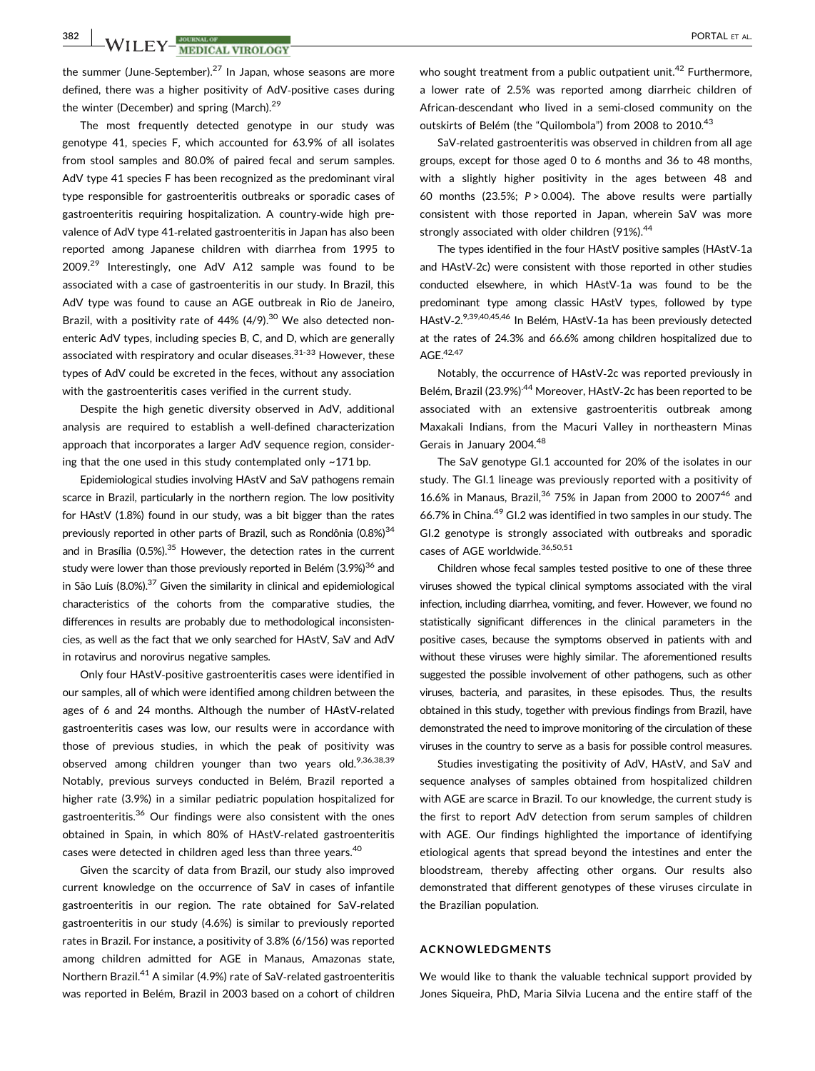the summer (June-September).[27] In Japan, whose seasons are more defined, there was a higher positivity of AdV-positive cases during the winter (December) and spring (March).[29]

The most frequently detected genotype in our study was genotype 41, species F, which accounted for 63.9% of all isolates from stool samples and 80.0% of paired fecal and serum samples. AdV type 41 species F has been recognized as the predominant viral type responsible for gastroenteritis outbreaks or sporadic cases of gastroenteritis requiring hospitalization. A country-wide high prevalence of AdV type 41-related gastroenteritis in Japan has also been reported among Japanese children with diarrhea from 1995 to 2009.[29] Interestingly, one AdV A12 sample was found to be associated with a case of gastroenteritis in our study. In Brazil, this AdV type was found to cause an AGE outbreak in Rio de Janeiro, Brazil, with a positivity rate of 44% (4/9).[30] We also detected non-enteric AdV types, including species B, C, and D, which are generally associated with respiratory and ocular diseases.[31-33] However, these types of AdV could be excreted in the feces, without any association with the gastroenteritis cases verified in the current study.

Despite the high genetic diversity observed in AdV, additional analysis are required to establish a well-defined characterization approach that incorporates a larger AdV sequence region, considering that the one used in this study contemplated only ~171 bp.

Epidemiological studies involving HAstV and SaV pathogens remain scarce in Brazil, particularly in the northern region. The low positivity for HAstV (1.8%) found in our study, was a bit bigger than the rates previously reported in other parts of Brazil, such as Rondônia (0.8%)[34] and in Brasília (0.5%).[35] However, the detection rates in the current study were lower than those previously reported in Belém (3.9%)[36] and in São Luís (8.0%).[37] Given the similarity in clinical and epidemiological characteristics of the cohorts from the comparative studies, the differences in results are probably due to methodological inconsistencies, as well as the fact that we only searched for HAstV, SaV and AdV in rotavirus and norovirus negative samples.

Only four HAstV-positive gastroenteritis cases were identified in our samples, all of which were identified among children between the ages of 6 and 24 months. Although the number of HAstV-related gastroenteritis cases was low, our results were in accordance with those of previous studies, in which the peak of positivity was observed among children younger than two years old.[9,36,38,39] Notably, previous surveys conducted in Belém, Brazil reported a higher rate (3.9%) in a similar pediatric population hospitalized for gastroenteritis.[36] Our findings were also consistent with the ones obtained in Spain, in which 80% of HAstV-related gastroenteritis cases were detected in children aged less than three years.[40]

Given the scarcity of data from Brazil, our study also improved current knowledge on the occurrence of SaV in cases of infantile gastroenteritis in our region. The rate obtained for SaV-related gastroenteritis in our study (4.6%) is similar to previously reported rates in Brazil. For instance, a positivity of 3.8% (6/156) was reported among children admitted for AGE in Manaus, Amazonas state, Northern Brazil.[41] A similar (4.9%) rate of SaV-related gastroenteritis was reported in Belém, Brazil in 2003 based on a cohort of children who sought treatment from a public outpatient unit.[42] Furthermore, a lower rate of 2.5% was reported among diarrheic children of African-descendant who lived in a semi-closed community on the outskirts of Belém (the "Quilombola") from 2008 to 2010.[43]

SaV-related gastroenteritis was observed in children from all age groups, except for those aged 0 to 6 months and 36 to 48 months, with a slightly higher positivity in the ages between 48 and 60 months (23.5%; $P > 0.004$). The above results were partially consistent with those reported in Japan, wherein SaV was more strongly associated with older children (91%).[44]

The types identified in the four HAstV positive samples (HAstV-1a and HAstV-2c) were consistent with those reported in other studies conducted elsewhere, in which HAstV-1a was found to be the predominant type among classic HAstV types, followed by type HAstV-2.[9,39,40,45,46] In Belém, HAstV-1a has been previously detected at the rates of 24.3% and 66.6% among children hospitalized due to AGE.[42,47]

Notably, the occurrence of HAstV-2c was reported previously in Belém, Brazil (23.9%).[44] Moreover, HAstV-2c has been reported to be associated with an extensive gastroenteritis outbreak among Maxakali Indians, from the Macuri Valley in northeastern Minas Gerais in January 2004.[48]

The SaV genotype GI.1 accounted for 20% of the isolates in our study. The GI.1 lineage was previously reported with a positivity of 16.6% in Manaus, Brazil,[36] 75% in Japan from 2000 to 2007[46] and 66.7% in China.[49] GI.2 was identified in two samples in our study. The GI.2 genotype is strongly associated with outbreaks and sporadic cases of AGE worldwide.[36,50,51]

Children whose fecal samples tested positive to one of these three viruses showed the typical clinical symptoms associated with the viral infection, including diarrhea, vomiting, and fever. However, we found no statistically significant differences in the clinical parameters in the positive cases, because the symptoms observed in patients with and without these viruses were highly similar. The aforementioned results suggested the possible involvement of other pathogens, such as other viruses, bacteria, and parasites, in these episodes. Thus, the results obtained in this study, together with previous findings from Brazil, have demonstrated the need to improve monitoring of the circulation of these viruses in the country to serve as a basis for possible control measures.

Studies investigating the positivity of AdV, HAstV, and SaV and sequence analyses of samples obtained from hospitalized children with AGE are scarce in Brazil. To our knowledge, the current study is the first to report AdV detection from serum samples of children with AGE. Our findings highlighted the importance of identifying etiological agents that spread beyond the intestines and enter the bloodstream, thereby affecting other organs. Our results also demonstrated that different genotypes of these viruses circulate in the Brazilian population.

## ACKNOWLEDGMENTS

We would like to thank the valuable technical support provided by Jones Siqueira, PhD, Maria Silvia Lucena and the entire staff of the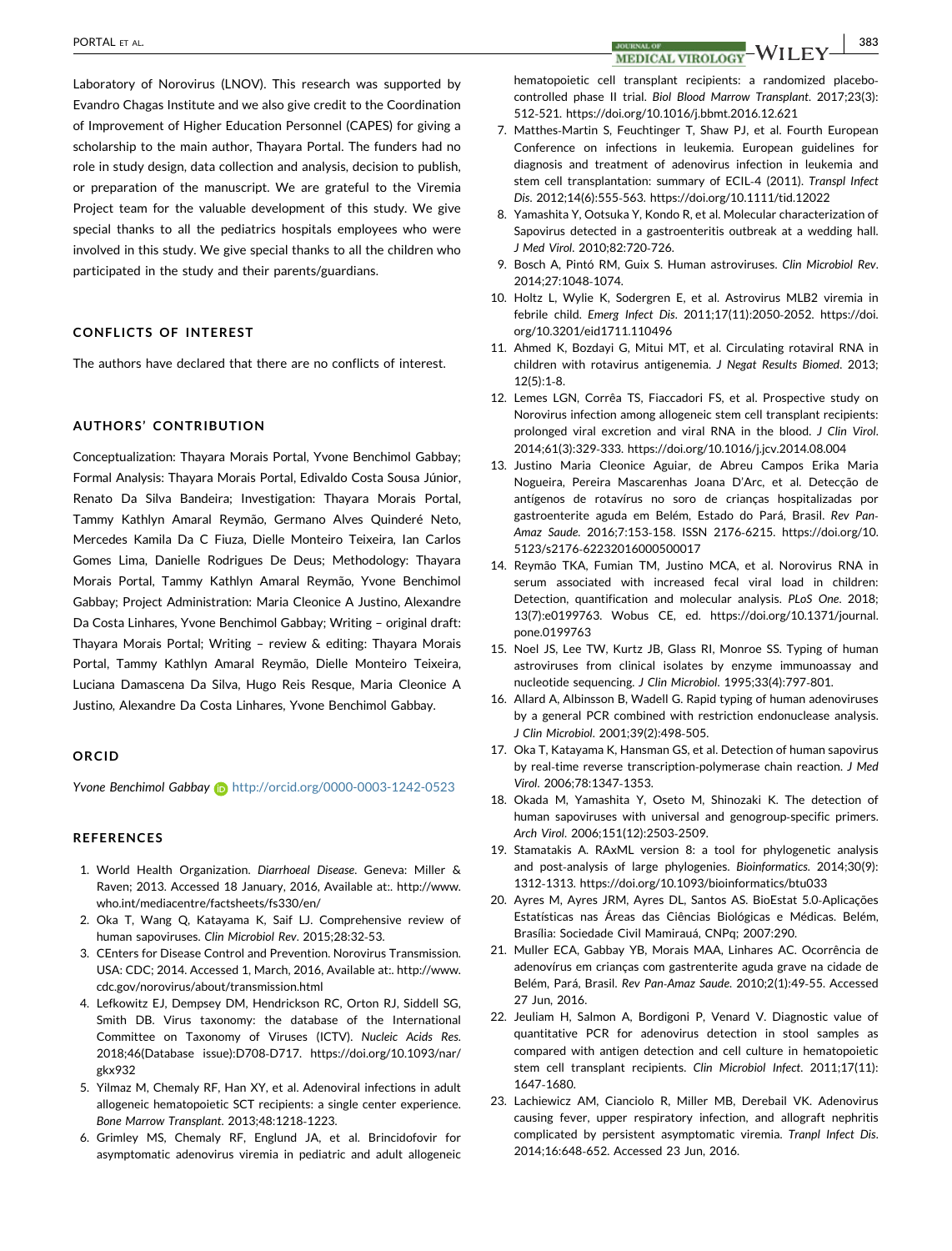Laboratory of Norovirus (LNOV). This research was supported by Evandro Chagas Institute and we also give credit to the Coordination of Improvement of Higher Education Personnel (CAPES) for giving a scholarship to the main author, Thayara Portal. The funders had no role in study design, data collection and analysis, decision to publish, or preparation of the manuscript. We are grateful to the Viremia Project team for the valuable development of this study. We give special thanks to all the pediatrics hospitals employees who were involved in this study. We give special thanks to all the children who participated in the study and their parents/guardians.

## CONFLICTS OF INTEREST

The authors have declared that there are no conflicts of interest.

## AUTHORS' CONTRIBUTION

Conceptualization: Thayara Morais Portal, Yvone Benchimol Gabbay; Formal Analysis: Thayara Morais Portal, Edivaldo Costa Sousa Júnior, Renato Da Silva Bandeira; Investigation: Thayara Morais Portal, Tammy Kathlyn Amaral Reymão, Germano Alves Quinderé Neto, Mercedes Kamila Da C Fiuza, Dielle Monteiro Teixeira, Ian Carlos Gomes Lima, Danielle Rodrigues De Deus; Methodology: Thayara Morais Portal, Tammy Kathlyn Amaral Reymão, Yvone Benchimol Gabbay; Project Administration: Maria Cleonice A Justino, Alexandre Da Costa Linhares, Yvone Benchimol Gabbay; Writing – original draft: Thayara Morais Portal; Writing – review & editing: Thayara Morais Portal, Tammy Kathlyn Amaral Reymão, Dielle Monteiro Teixeira, Luciana Damascena Da Silva, Hugo Reis Resque, Maria Cleonice A Justino, Alexandre Da Costa Linhares, Yvone Benchimol Gabbay.

## ORCID

*Yvone Benchimol Gabbay* http://orcid.org/0000-0003-1242-0523

## REFERENCES

1. World Health Organization. *Diarrhoeal Disease*. Geneva: Miller & Raven; 2013. Accessed 18 January, 2016, Available at:. http://www.who.int/mediacentre/factsheets/fs330/en/
2. Oka T, Wang Q, Katayama K, Saif LJ. Comprehensive review of human sapoviruses. *Clin Microbiol Rev*. 2015;28:32-53.
3. CEnters for Disease Control and Prevention. Norovirus Transmission. USA: CDC; 2014. Accessed 1, March, 2016, Available at:. http://www.cdc.gov/norovirus/about/transmission.html
4. Lefkowitz EJ, Dempsey DM, Hendrickson RC, Orton RJ, Siddell SG, Smith DB. Virus taxonomy: the database of the International Committee on Taxonomy of Viruses (ICTV). *Nucleic Acids Res*. 2018;46(Database issue):D708-D717. https://doi.org/10.1093/nar/gkx932
5. Yilmaz M, Chemaly RF, Han XY, et al. Adenoviral infections in adult allogeneic hematopoietic SCT recipients: a single center experience. *Bone Marrow Transplant*. 2013;48:1218-1223.
6. Grimley MS, Chemaly RF, Englund JA, et al. Brincidofovir for asymptomatic adenovirus viremia in pediatric and adult allogeneic hematopoietic cell transplant recipients: a randomized placebo-controlled phase II trial. *Biol Blood Marrow Transplant*. 2017;23(3): 512-521. https://doi.org/10.1016/j.bbmt.2016.12.621
7. Matthes-Martin S, Feuchtinger T, Shaw PJ, et al. Fourth European Conference on infections in leukemia. European guidelines for diagnosis and treatment of adenovirus infection in leukemia and stem cell transplantation: summary of ECIL-4 (2011). *Transpl Infect Dis*. 2012;14(6):555-563. https://doi.org/10.1111/tid.12022
8. Yamashita Y, Ootsuka Y, Kondo R, et al. Molecular characterization of Sapovirus detected in a gastroenteritis outbreak at a wedding hall. *J Med Virol*. 2010;82:720-726.
9. Bosch A, Pintó RM, Guix S. Human astroviruses. *Clin Microbiol Rev*. 2014;27:1048-1074.
10. Holtz L, Wylie K, Sodergren E, et al. Astrovirus MLB2 viremia in febrile child. *Emerg Infect Dis*. 2011;17(11):2050-2052. https://doi.org/10.3201/eid1711.110496
11. Ahmed K, Bozdayi G, Mitui MT, et al. Circulating rotaviral RNA in children with rotavirus antigenemia. *J Negat Results Biomed*. 2013; 12(5):1-8.
12. Lemes LGN, Corrêa TS, Fiaccadori FS, et al. Prospective study on Norovirus infection among allogeneic stem cell transplant recipients: prolonged viral excretion and viral RNA in the blood. *J Clin Virol*. 2014;61(3):329-333. https://doi.org/10.1016/j.jcv.2014.08.004
13. Justino Maria Cleonice Aguiar, de Abreu Campos Erika Maria Nogueira, Pereira Mascarenhas Joana D'Arc, et al. Detecção de antígenos de rotavírus no soro de crianças hospitalizadas por gastroenterite aguda em Belém, Estado do Pará, Brasil. *Rev Pan-Amaz Saude*. 2016;7:153-158. ISSN 2176-6215. https://doi.org/10.5123/s2176-62232016000500017
14. Reymão TKA, Fumian TM, Justino MCA, et al. Norovirus RNA in serum associated with increased fecal viral load in children: Detection, quantification and molecular analysis. *PLoS One*. 2018; 13(7):e0199763. Wobus CE, ed. https://doi.org/10.1371/journal.pone.0199763
15. Noel JS, Lee TW, Kurtz JB, Glass RI, Monroe SS. Typing of human astroviruses from clinical isolates by enzyme immunoassay and nucleotide sequencing. *J Clin Microbiol*. 1995;33(4):797-801.
16. Allard A, Albinsson B, Wadell G. Rapid typing of human adenoviruses by a general PCR combined with restriction endonuclease analysis. *J Clin Microbiol*. 2001;39(2):498-505.
17. Oka T, Katayama K, Hansman GS, et al. Detection of human sapovirus by real-time reverse transcription-polymerase chain reaction. *J Med Virol*. 2006;78:1347-1353.
18. Okada M, Yamashita Y, Oseto M, Shinozaki K. The detection of human sapoviruses with universal and genogroup-specific primers. *Arch Virol*. 2006;151(12):2503-2509.
19. Stamatakis A. RAxML version 8: a tool for phylogenetic analysis and post-analysis of large phylogenies. *Bioinformatics*. 2014;30(9): 1312-1313. https://doi.org/10.1093/bioinformatics/btu033
20. Ayres M, Ayres JRM, Ayres DL, Santos AS. BioEstat 5.0-Aplicações Estatísticas nas Áreas das Ciências Biológicas e Médicas. Belém, Brasília: Sociedade Civil Mamirauá, CNPq; 2007:290.
21. Muller ECA, Gabbay YB, Morais MAA, Linhares AC. Ocorrência de adenovírus em crianças com gastrenterite aguda grave na cidade de Belém, Pará, Brasil. *Rev Pan-Amaz Saude*. 2010;2(1):49-55. Accessed 27 Jun, 2016.
22. Jeuliam H, Salmon A, Bordigoni P, Venard V. Diagnostic value of quantitative PCR for adenovirus detection in stool samples as compared with antigen detection and cell culture in hematopoietic stem cell transplant recipients. *Clin Microbiol Infect*. 2011;17(11): 1647-1680.
23. Lachiewicz AM, Cianciolo R, Miller MB, Derebail VK. Adenovirus causing fever, upper respiratory infection, and allograft nephritis complicated by persistent asymptomatic viremia. *Tranpl Infect Dis*. 2014;16:648-652. Accessed 23 Jun, 2016.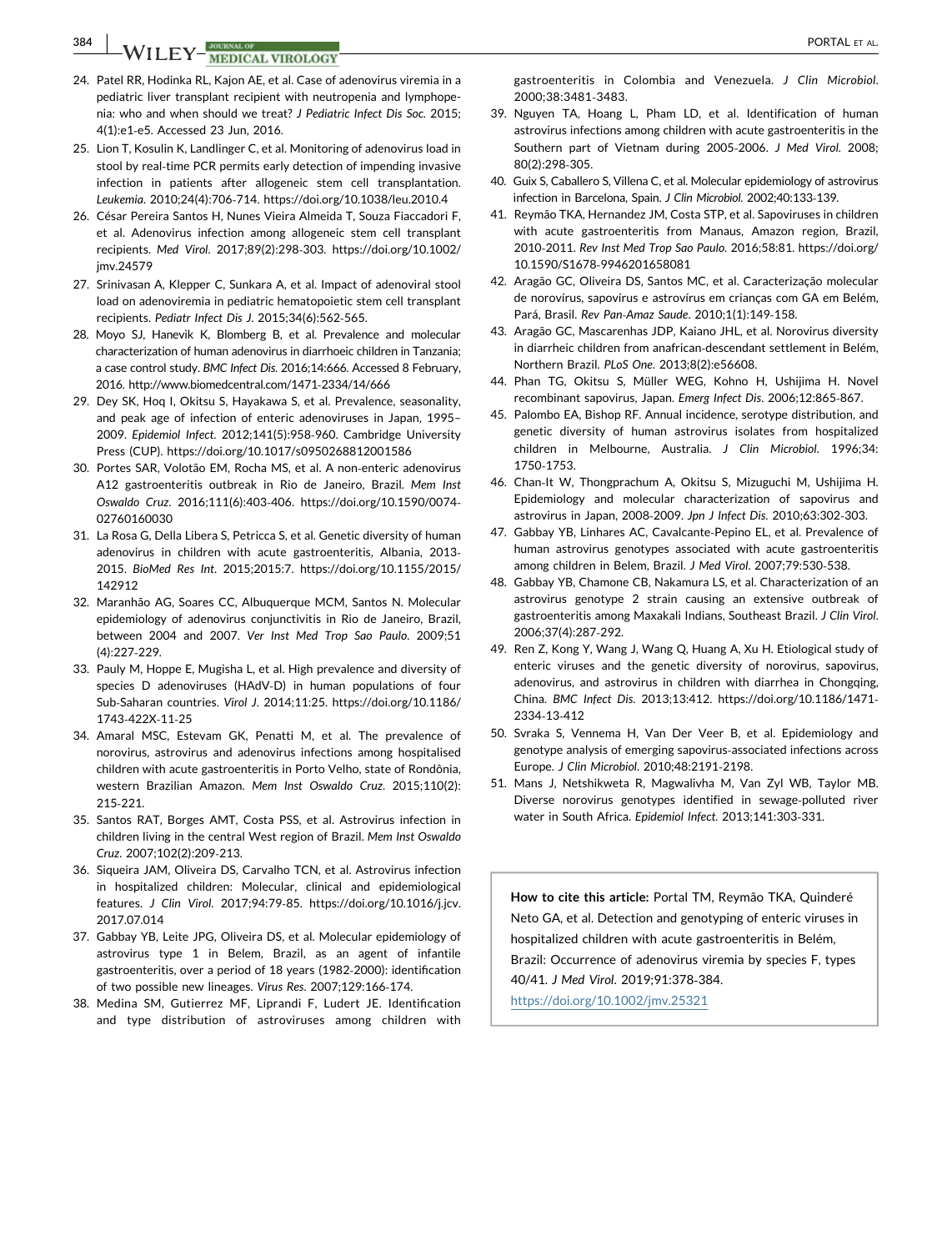24. Patel RR, Hodinka RL, Kajon AE, et al. Case of adenovirus viremia in a pediatric liver transplant recipient with neutropenia and lymphopenia: who and when should we treat? *J Pediatric Infect Dis Soc.* 2015; 4(1):e1-e5. Accessed 23 Jun, 2016.
25. Lion T, Kosulin K, Landlinger C, et al. Monitoring of adenovirus load in stool by real-time PCR permits early detection of impending invasive infection in patients after allogeneic stem cell transplantation. *Leukemia.* 2010;24(4):706-714. https://doi.org/10.1038/leu.2010.4
26. César Pereira Santos H, Nunes Vieira Almeida T, Souza Fiaccadori F, et al. Adenovirus infection among allogeneic stem cell transplant recipients. *Med Virol.* 2017;89(2):298-303. https://doi.org/10.1002/jmv.24579
27. Srinivasan A, Klepper C, Sunkara A, et al. Impact of adenoviral stool load on adenoviremia in pediatric hematopoietic stem cell transplant recipients. *Pediatr Infect Dis J.* 2015;34(6):562-565.
28. Moyo SJ, Hanevik K, Blomberg B, et al. Prevalence and molecular characterization of human adenovirus in diarrhoeic children in Tanzania; a case control study. *BMC Infect Dis.* 2016;14:666. Accessed 8 February, 2016. http://www.biomedcentral.com/1471-2334/14/666
29. Dey SK, Hoq I, Okitsu S, Hayakawa S, et al. Prevalence, seasonality, and peak age of infection of enteric adenoviruses in Japan, 1995–2009. *Epidemiol Infect.* 2012;141(5):958-960. Cambridge University Press (CUP). https://doi.org/10.1017/s0950268812001586
30. Portes SAR, Volotão EM, Rocha MS, et al. A non-enteric adenovirus A12 gastroenteritis outbreak in Rio de Janeiro, Brazil. *Mem Inst Oswaldo Cruz.* 2016;111(6):403-406. https://doi.org/10.1590/0074-02760160030
31. La Rosa G, Della Libera S, Petricca S, et al. Genetic diversity of human adenovirus in children with acute gastroenteritis, Albania, 2013-2015. *BioMed Res Int.* 2015;2015:7. https://doi.org/10.1155/2015/142912
32. Maranhão AG, Soares CC, Albuquerque MCM, Santos N. Molecular epidemiology of adenovirus conjunctivitis in Rio de Janeiro, Brazil, between 2004 and 2007. *Ver Inst Med Trop Sao Paulo.* 2009;51 (4):227-229.
33. Pauly M, Hoppe E, Mugisha L, et al. High prevalence and diversity of species D adenoviruses (HAdV-D) in human populations of four Sub-Saharan countries. *Virol J.* 2014;11:25. https://doi.org/10.1186/1743-422X-11-25
34. Amaral MSC, Estevam GK, Penatti M, et al. The prevalence of norovirus, astrovirus and adenovirus infections among hospitalised children with acute gastroenteritis in Porto Velho, state of Rondônia, western Brazilian Amazon. *Mem Inst Oswaldo Cruz.* 2015;110(2): 215-221.
35. Santos RAT, Borges AMT, Costa PSS, et al. Astrovirus infection in children living in the central West region of Brazil. *Mem Inst Oswaldo Cruz.* 2007;102(2):209-213.
36. Siqueira JAM, Oliveira DS, Carvalho TCN, et al. Astrovirus infection in hospitalized children: Molecular, clinical and epidemiological features. *J Clin Virol.* 2017;94:79-85. https://doi.org/10.1016/j.jcv.2017.07.014
37. Gabbay YB, Leite JPG, Oliveira DS, et al. Molecular epidemiology of astrovirus type 1 in Belem, Brazil, as an agent of infantile gastroenteritis, over a period of 18 years (1982-2000): identification of two possible new lineages. *Virus Res.* 2007;129:166-174.
38. Medina SM, Gutierrez MF, Liprandi F, Ludert JE. Identification and type distribution of astroviruses among children with gastroenteritis in Colombia and Venezuela. *J Clin Microbiol.* 2000;38:3481-3483.
39. Nguyen TA, Hoang L, Pham LD, et al. Identification of human astrovirus infections among children with acute gastroenteritis in the Southern part of Vietnam during 2005-2006. *J Med Virol.* 2008; 80(2):298-305.
40. Guix S, Caballero S, Villena C, et al. Molecular epidemiology of astrovirus infection in Barcelona, Spain. *J Clin Microbiol.* 2002;40:133-139.
41. Reymão TKA, Hernandez JM, Costa STP, et al. Sapoviruses in children with acute gastroenteritis from Manaus, Amazon region, Brazil, 2010-2011. *Rev Inst Med Trop Sao Paulo.* 2016;58:81. https://doi.org/10.1590/S1678-9946201658081
42. Aragão GC, Oliveira DS, Santos MC, et al. Caracterização molecular de norovírus, sapovírus e astrovírus em crianças com GA em Belém, Pará, Brasil. *Rev Pan-Amaz Saude.* 2010;1(1):149-158.
43. Aragão GC, Mascarenhas JDP, Kaiano JHL, et al. Norovirus diversity in diarrheic children from anafrican-descendant settlement in Belém, Northern Brazil. *PLoS One.* 2013;8(2):e56608.
44. Phan TG, Okitsu S, Müller WEG, Kohno H, Ushijima H. Novel recombinant sapovirus, Japan. *Emerg Infect Dis.* 2006;12:865-867.
45. Palombo EA, Bishop RF. Annual incidence, serotype distribution, and genetic diversity of human astrovirus isolates from hospitalized children in Melbourne, Australia. *J Clin Microbiol.* 1996;34: 1750-1753.
46. Chan-It W, Thongprachum A, Okitsu S, Mizuguchi M, Ushijima H. Epidemiology and molecular characterization of sapovirus and astrovirus in Japan, 2008-2009. *Jpn J Infect Dis.* 2010;63:302-303.
47. Gabbay YB, Linhares AC, Cavalcante-Pepino EL, et al. Prevalence of human astrovirus genotypes associated with acute gastroenteritis among children in Belem, Brazil. *J Med Virol.* 2007;79:530-538.
48. Gabbay YB, Chamone CB, Nakamura LS, et al. Characterization of an astrovirus genotype 2 strain causing an extensive outbreak of gastroenteritis among Maxakali Indians, Southeast Brazil. *J Clin Virol.* 2006;37(4):287-292.
49. Ren Z, Kong Y, Wang J, Wang Q, Huang A, Xu H. Etiological study of enteric viruses and the genetic diversity of norovirus, sapovirus, adenovirus, and astrovirus in children with diarrhea in Chongqing, China. *BMC Infect Dis.* 2013;13:412. https://doi.org/10.1186/1471-2334-13-412
50. Svraka S, Vennema H, Van Der Veer B, et al. Epidemiology and genotype analysis of emerging sapovirus-associated infections across Europe. *J Clin Microbiol.* 2010;48:2191-2198.
51. Mans J, Netshikweta R, Magwalivha M, Van Zyl WB, Taylor MB. Diverse norovirus genotypes identified in sewage-polluted river water in South Africa. *Epidemiol Infect.* 2013;141:303-331.

**How to cite this article:** Portal TM, Reymão TKA, Quinderé Neto GA, et al. Detection and genotyping of enteric viruses in hospitalized children with acute gastroenteritis in Belém, Brazil: Occurrence of adenovirus viremia by species F, types 40/41. *J Med Virol.* 2019;91:378-384. https://doi.org/10.1002/jmv.25321